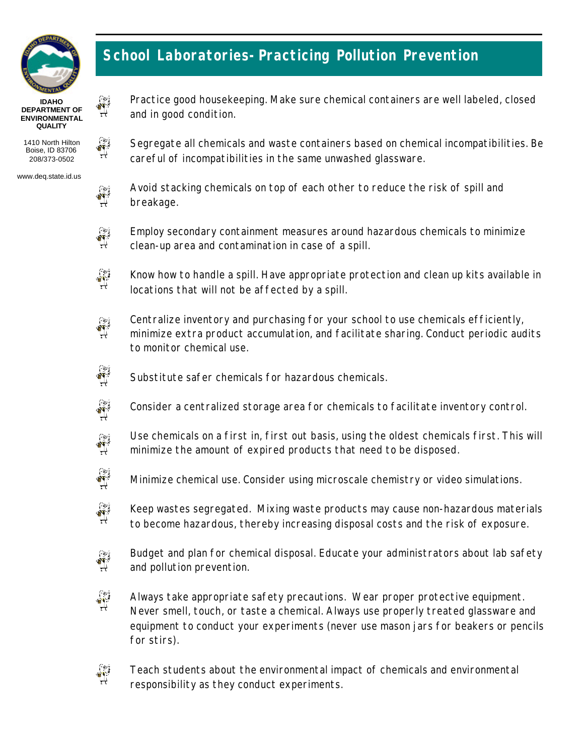**IDAHO DEPARTMENT OF ENVIRONMENTAL QUALITY**

1410 North Hilton
Boise, ID 83706
208/373-0502

www.deq.state.id.us

# School Laboratories- Practicing Pollution Prevention

- Practice good housekeeping. Make sure chemical containers are well labeled, closed and in good condition.

- Segregate all chemicals and waste containers based on chemical incompatibilities. Be careful of incompatibilities in the same unwashed glassware.

- Avoid stacking chemicals on top of each other to reduce the risk of spill and breakage.

- Employ secondary containment measures around hazardous chemicals to minimize clean-up area and contamination in case of a spill.

- Know how to handle a spill. Have appropriate protection and clean up kits available in locations that will not be affected by a spill.

- Centralize inventory and purchasing for your school to use chemicals efficiently, minimize extra product accumulation, and facilitate sharing. Conduct periodic audits to monitor chemical use.

- Substitute safer chemicals for hazardous chemicals.

- Consider a centralized storage area for chemicals to facilitate inventory control.

- Use chemicals on a first in, first out basis, using the oldest chemicals first. This will minimize the amount of expired products that need to be disposed.

- Minimize chemical use. Consider using microscale chemistry or video simulations.

- Keep wastes segregated. Mixing waste products may cause non-hazardous materials to become hazardous, thereby increasing disposal costs and the risk of exposure.

- Budget and plan for chemical disposal. Educate your administrators about lab safety and pollution prevention.

- Always take appropriate safety precautions. Wear proper protective equipment. Never smell, touch, or taste a chemical. Always use properly treated glassware and equipment to conduct your experiments (never use mason jars for beakers or pencils for stirs).

- Teach students about the environmental impact of chemicals and environmental responsibility as they conduct experiments.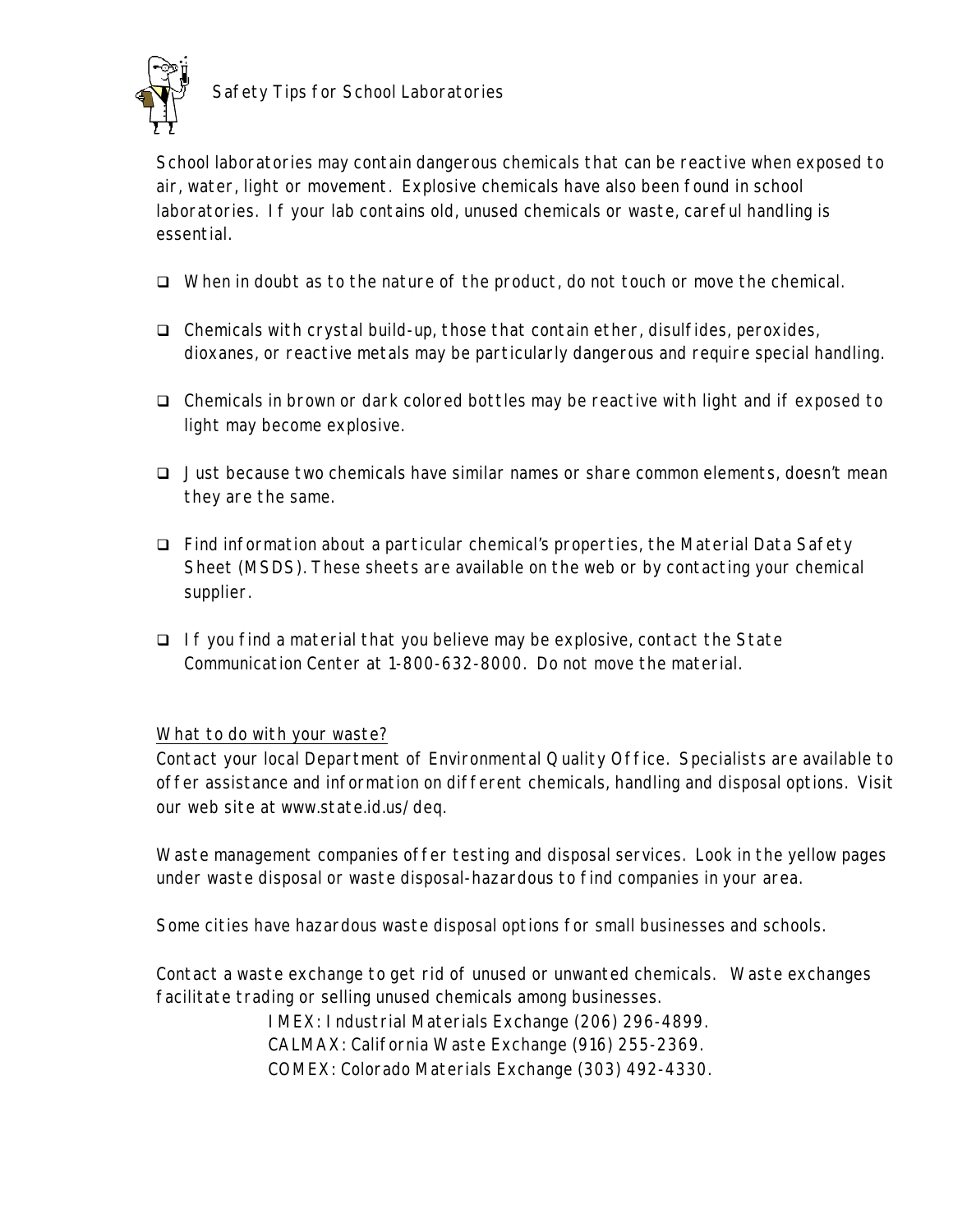# Safety Tips for School Laboratories

School laboratories may contain dangerous chemicals that can be reactive when exposed to air, water, light or movement. Explosive chemicals have also been found in school laboratories. If your lab contains old, unused chemicals or waste, careful handling is essential.

- When in doubt as to the nature of the product, do not touch or move the chemical.
- Chemicals with crystal build-up, those that contain ether, disulfides, peroxides, dioxanes, or reactive metals may be particularly dangerous and require special handling.
- Chemicals in brown or dark colored bottles may be reactive with light and if exposed to light may become explosive.
- Just because two chemicals have similar names or share common elements, doesn't mean they are the same.
- Find information about a particular chemical's properties, the Material Data Safety Sheet (MSDS). These sheets are available on the web or by contacting your chemical supplier.
- If you find a material that you believe may be explosive, contact the State Communication Center at 1-800-632-8000. Do not move the material.

<u>What to do with your waste?</u>

Contact your local Department of Environmental Quality Office. Specialists are available to offer assistance and information on different chemicals, handling and disposal options. Visit our web site at www.state.id.us/deq.

Waste management companies offer testing and disposal services. Look in the yellow pages under waste disposal or waste disposal-hazardous to find companies in your area.

Some cities have hazardous waste disposal options for small businesses and schools.

Contact a waste exchange to get rid of unused or unwanted chemicals. Waste exchanges facilitate trading or selling unused chemicals among businesses.

IMEX: Industrial Materials Exchange (206) 296-4899.
CALMAX: California Waste Exchange (916) 255-2369.
COMEX: Colorado Materials Exchange (303) 492-4330.